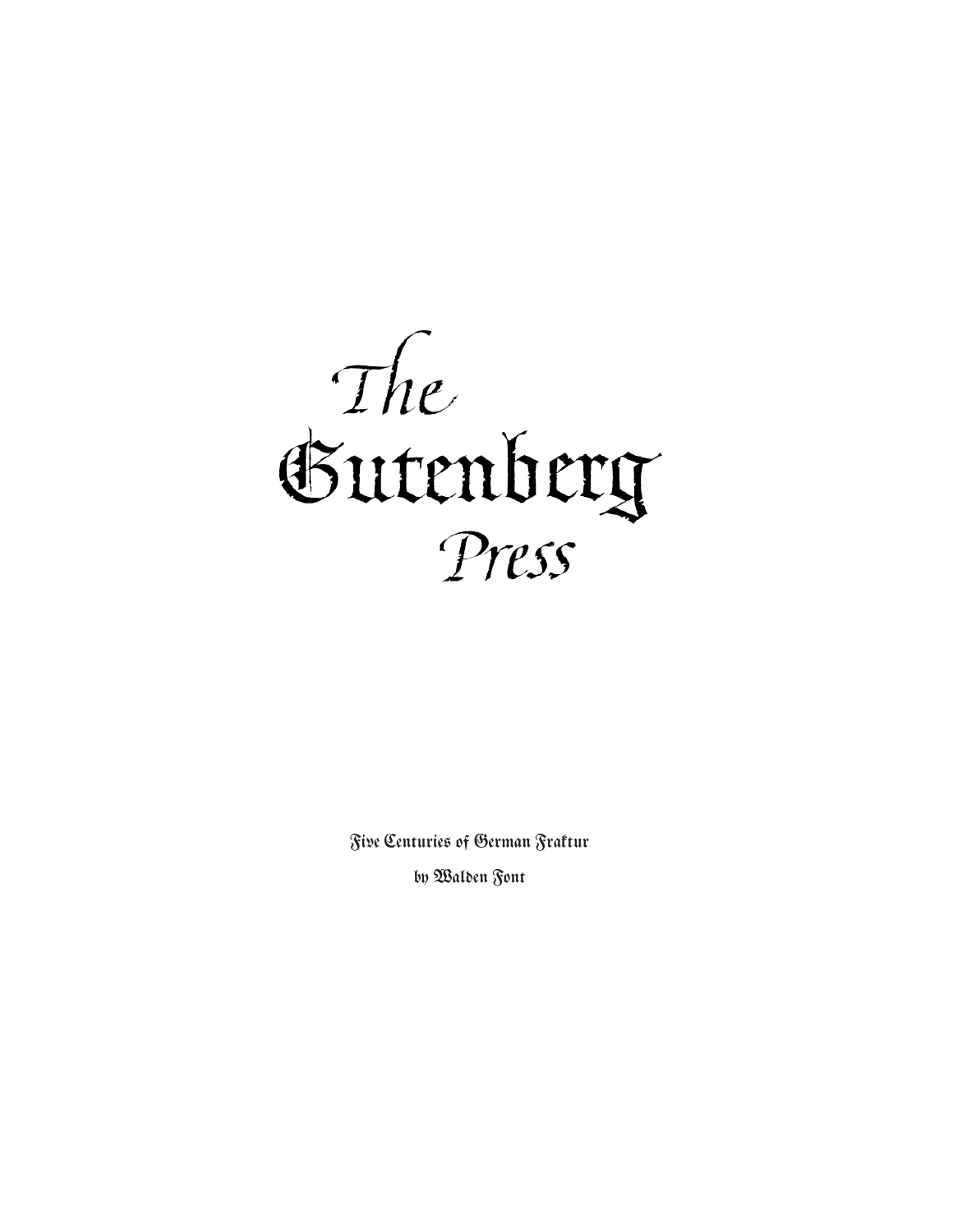# The Gutenberg Press

Five Centuries of German Fraktur

by Walden Font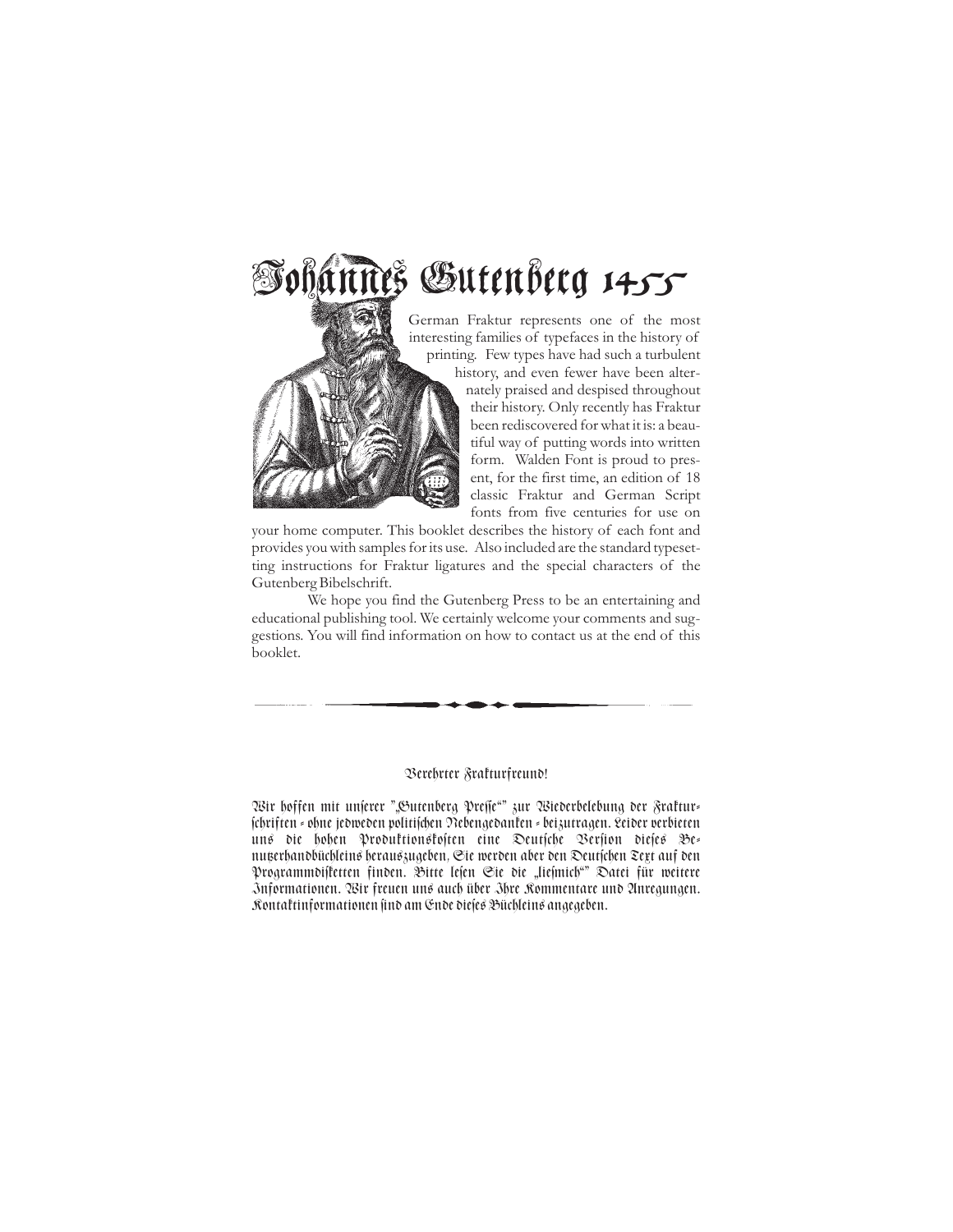# Johannes Gutenberg 1455

German Fraktur represents one of the most interesting families of typefaces in the history of printing. Few types have had such a turbulent history, and even fewer have been alternately praised and despised throughout their history. Only recently has Fraktur been rediscovered for what it is: a beautiful way of putting words into written form. Walden Font is proud to present, for the first time, an edition of 18 classic Fraktur and German Script fonts from five centuries for use on your home computer. This booklet describes the history of each font and provides you with samples for its use. Also included are the standard typesetting instructions for Fraktur ligatures and the special characters of the Gutenberg Bibelschrift.

We hope you find the Gutenberg Press to be an entertaining and educational publishing tool. We certainly welcome your comments and suggestions. You will find information on how to contact us at the end of this booklet.

Verehrter Frakturfreund!

Wir hoffen mit unserer "Gutenberg Presse" zur Wiederbelebung der Frakturschriften - ohne jedweden politischen Nebengedanken - beizutragen. Leider verbieten uns die hohen Produktionskosten eine Deutsche Version dieses Benutzerhandbüchleins herauszugeben, Sie werden aber den Deutschen Text auf den Programmdisketten finden. Bitte lesen Sie die „liesmich" Datei für weitere Informationen. Wir freuen uns auch über Ihre Kommentare und Anregungen. Kontaktinformationen sind am Ende dieses Büchleins angegeben.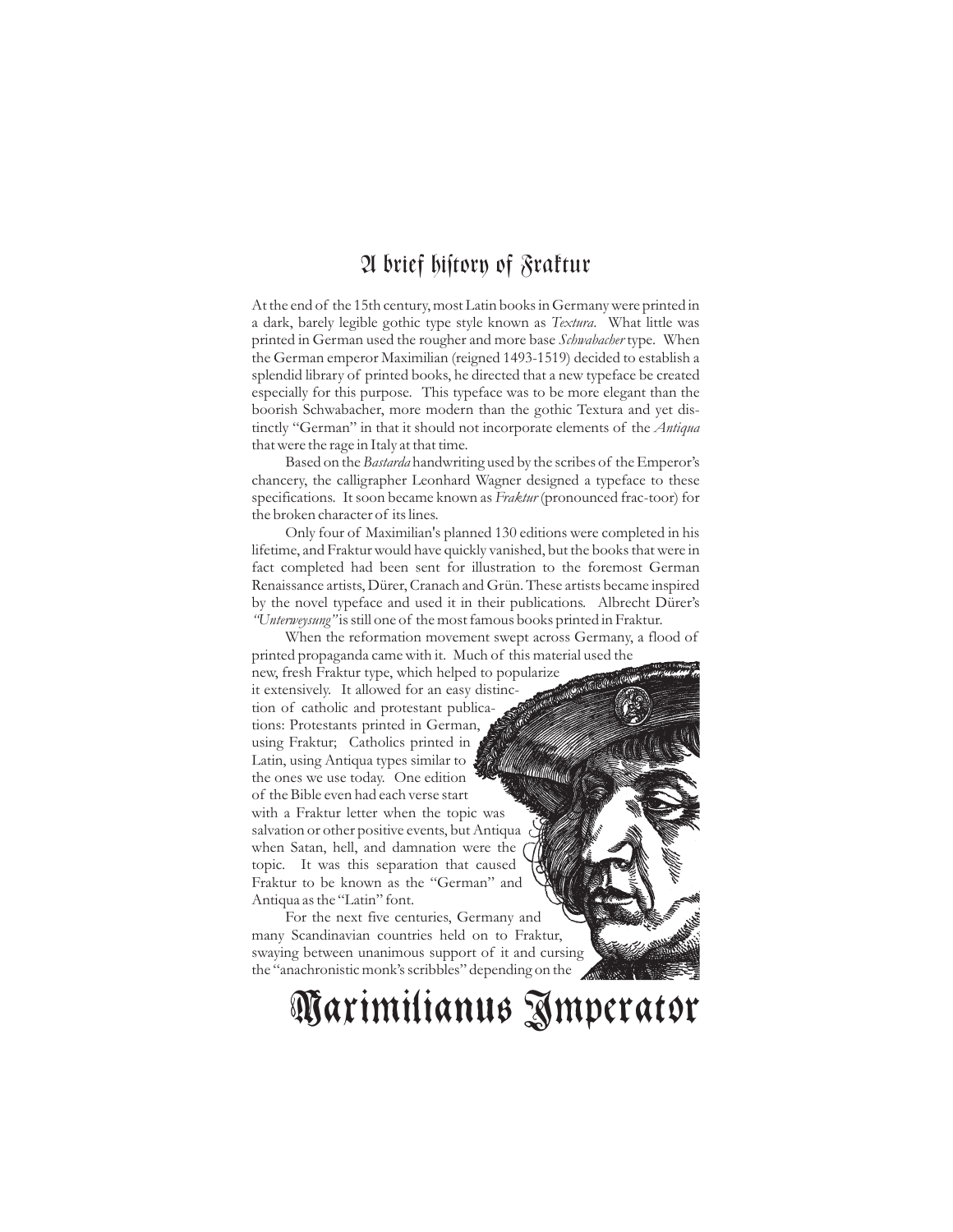# A brief history of Fraktur

At the end of the 15th century, most Latin books in Germany were printed in a dark, barely legible gothic type style known as *Textura*. What little was printed in German used the rougher and more base *Schwabacher* type. When the German emperor Maximilian (reigned 1493-1519) decided to establish a splendid library of printed books, he directed that a new typeface be created especially for this purpose. This typeface was to be more elegant than the boorish Schwabacher, more modern than the gothic Textura and yet distinctly "German" in that it should not incorporate elements of the *Antiqua* that were the rage in Italy at that time.

Based on the *Bastarda* handwriting used by the scribes of the Emperor's chancery, the calligrapher Leonhard Wagner designed a typeface to these specifications. It soon became known as *Fraktur* (pronounced frac-toor) for the broken character of its lines.

Only four of Maximilian's planned 130 editions were completed in his lifetime, and Fraktur would have quickly vanished, but the books that were in fact completed had been sent for illustration to the foremost German Renaissance artists, Dürer, Cranach and Grün. These artists became inspired by the novel typeface and used it in their publications. Albrecht Dürer's *"Unterweysung"* is still one of the most famous books printed in Fraktur.

When the reformation movement swept across Germany, a flood of printed propaganda came with it. Much of this material used the new, fresh Fraktur type, which helped to popularize it extensively. It allowed for an easy distinction of catholic and protestant publications: Protestants printed in German, using Fraktur; Catholics printed in Latin, using Antiqua types similar to the ones we use today. One edition of the Bible even had each verse start with a Fraktur letter when the topic was salvation or other positive events, but Antiqua when Satan, hell, and damnation were the topic. It was this separation that caused Fraktur to be known as the "German" and Antiqua as the "Latin" font.

For the next five centuries, Germany and many Scandinavian countries held on to Fraktur, swaying between unanimous support of it and cursing the "anachronistic monk's scribbles" depending on the

Maximilianus Imperator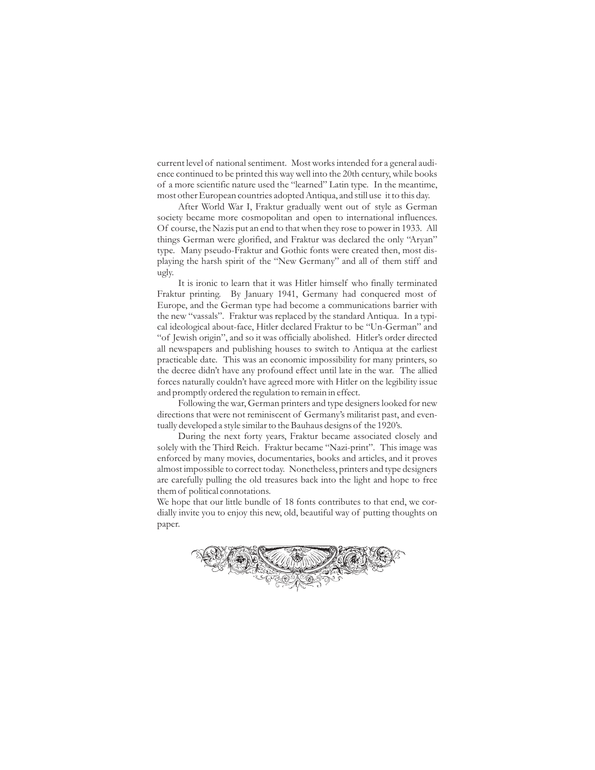current level of national sentiment. Most works intended for a general audience continued to be printed this way well into the 20th century, while books of a more scientific nature used the "learned" Latin type. In the meantime, most other European countries adopted Antiqua, and still use it to this day.

After World War I, Fraktur gradually went out of style as German society became more cosmopolitan and open to international influences. Of course, the Nazis put an end to that when they rose to power in 1933. All things German were glorified, and Fraktur was declared the only "Aryan" type. Many pseudo-Fraktur and Gothic fonts were created then, most displaying the harsh spirit of the "New Germany" and all of them stiff and ugly.

It is ironic to learn that it was Hitler himself who finally terminated Fraktur printing. By January 1941, Germany had conquered most of Europe, and the German type had become a communications barrier with the new "vassals". Fraktur was replaced by the standard Antiqua. In a typical ideological about-face, Hitler declared Fraktur to be "Un-German" and "of Jewish origin", and so it was officially abolished. Hitler's order directed all newspapers and publishing houses to switch to Antiqua at the earliest practicable date. This was an economic impossibility for many printers, so the decree didn't have any profound effect until late in the war. The allied forces naturally couldn't have agreed more with Hitler on the legibility issue and promptly ordered the regulation to remain in effect.

Following the war, German printers and type designers looked for new directions that were not reminiscent of Germany's militarist past, and eventually developed a style similar to the Bauhaus designs of the 1920's.

During the next forty years, Fraktur became associated closely and solely with the Third Reich. Fraktur became "Nazi-print". This image was enforced by many movies, documentaries, books and articles, and it proves almost impossible to correct today. Nonetheless, printers and type designers are carefully pulling the old treasures back into the light and hope to free them of political connotations.

We hope that our little bundle of 18 fonts contributes to that end, we cordially invite you to enjoy this new, old, beautiful way of putting thoughts on paper.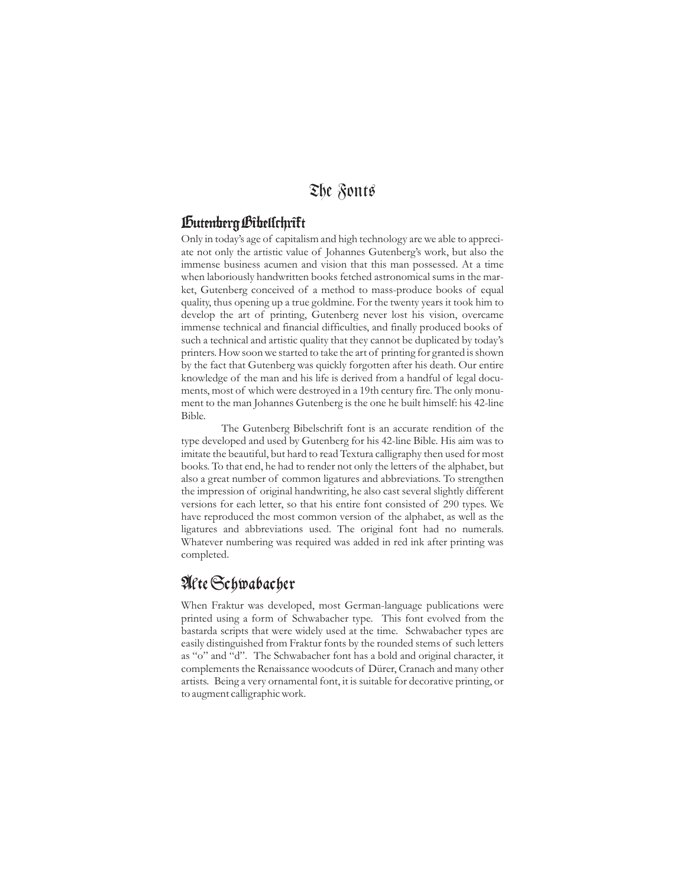# The Fonts

## Gutenberg Bibelschrift

Only in today's age of capitalism and high technology are we able to appreciate not only the artistic value of Johannes Gutenberg's work, but also the immense business acumen and vision that this man possessed. At a time when laboriously handwritten books fetched astronomical sums in the market, Gutenberg conceived of a method to mass-produce books of equal quality, thus opening up a true goldmine. For the twenty years it took him to develop the art of printing, Gutenberg never lost his vision, overcame immense technical and financial difficulties, and finally produced books of such a technical and artistic quality that they cannot be duplicated by today's printers. How soon we started to take the art of printing for granted is shown by the fact that Gutenberg was quickly forgotten after his death. Our entire knowledge of the man and his life is derived from a handful of legal documents, most of which were destroyed in a 19th century fire. The only monument to the man Johannes Gutenberg is the one he built himself: his 42-line Bible.

The Gutenberg Bibelschrift font is an accurate rendition of the type developed and used by Gutenberg for his 42-line Bible. His aim was to imitate the beautiful, but hard to read Textura calligraphy then used for most books. To that end, he had to render not only the letters of the alphabet, but also a great number of common ligatures and abbreviations. To strengthen the impression of original handwriting, he also cast several slightly different versions for each letter, so that his entire font consisted of 290 types. We have reproduced the most common version of the alphabet, as well as the ligatures and abbreviations used. The original font had no numerals. Whatever numbering was required was added in red ink after printing was completed.

## Alte Schwabacher

When Fraktur was developed, most German-language publications were printed using a form of Schwabacher type. This font evolved from the bastarda scripts that were widely used at the time. Schwabacher types are easily distinguished from Fraktur fonts by the rounded stems of such letters as "o" and "d". The Schwabacher font has a bold and original character, it complements the Renaissance woodcuts of Dürer, Cranach and many other artists. Being a very ornamental font, it is suitable for decorative printing, or to augment calligraphic work.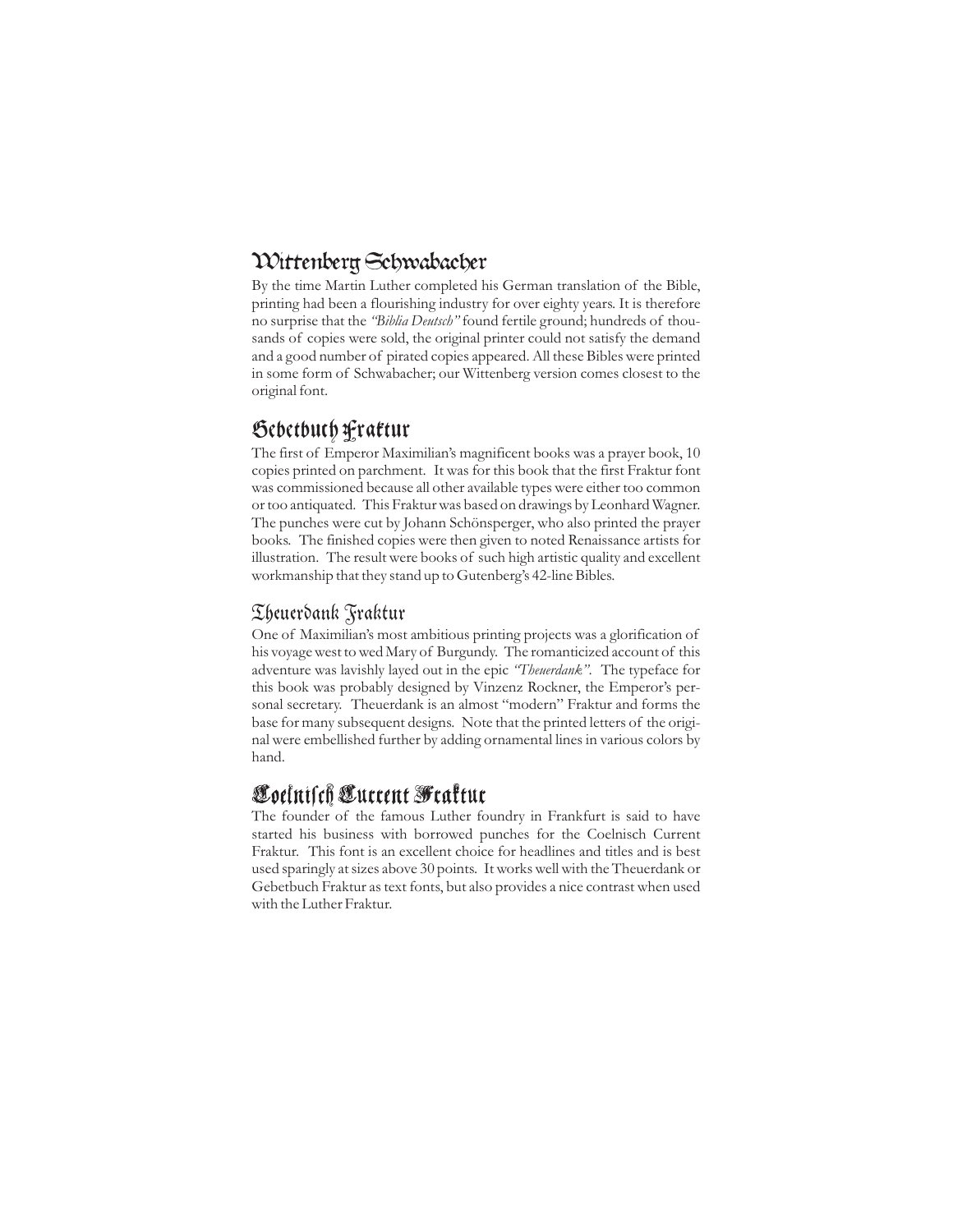## Wittenberg Schwabacher

By the time Martin Luther completed his German translation of the Bible, printing had been a flourishing industry for over eighty years. It is therefore no surprise that the *"Biblia Deutsch"* found fertile ground; hundreds of thousands of copies were sold, the original printer could not satisfy the demand and a good number of pirated copies appeared. All these Bibles were printed in some form of Schwabacher; our Wittenberg version comes closest to the original font.

## Gebetbuch Fraktur

The first of Emperor Maximilian's magnificent books was a prayer book, 10 copies printed on parchment. It was for this book that the first Fraktur font was commissioned because all other available types were either too common or too antiquated. This Fraktur was based on drawings by Leonhard Wagner. The punches were cut by Johann Schönsperger, who also printed the prayer books. The finished copies were then given to noted Renaissance artists for illustration. The result were books of such high artistic quality and excellent workmanship that they stand up to Gutenberg's 42-line Bibles.

## Theuerdank Fraktur

One of Maximilian's most ambitious printing projects was a glorification of his voyage west to wed Mary of Burgundy. The romanticized account of this adventure was lavishly layed out in the epic *"Theuerdank"*. The typeface for this book was probably designed by Vinzenz Rockner, the Emperor's personal secretary. Theuerdank is an almost "modern" Fraktur and forms the base for many subsequent designs. Note that the printed letters of the original were embellished further by adding ornamental lines in various colors by hand.

## Coelnisch Current Fraktur

The founder of the famous Luther foundry in Frankfurt is said to have started his business with borrowed punches for the Coelnisch Current Fraktur. This font is an excellent choice for headlines and titles and is best used sparingly at sizes above 30 points. It works well with the Theuerdank or Gebetbuch Fraktur as text fonts, but also provides a nice contrast when used with the Luther Fraktur.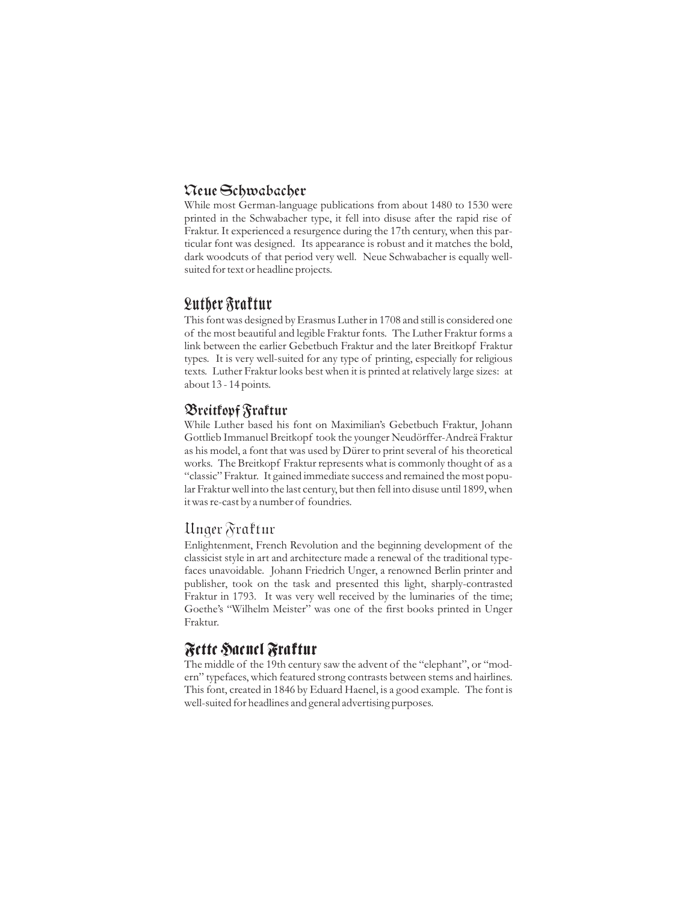## Neue Schwabacher

While most German-language publications from about 1480 to 1530 were printed in the Schwabacher type, it fell into disuse after the rapid rise of Fraktur. It experienced a resurgence during the 17th century, when this particular font was designed. Its appearance is robust and it matches the bold, dark woodcuts of that period very well. Neue Schwabacher is equally well-suited for text or headline projects.

## Luther Fraktur

This font was designed by Erasmus Luther in 1708 and still is considered one of the most beautiful and legible Fraktur fonts. The Luther Fraktur forms a link between the earlier Gebetbuch Fraktur and the later Breitkopf Fraktur types. It is very well-suited for any type of printing, especially for religious texts. Luther Fraktur looks best when it is printed at relatively large sizes: at about 13 - 14 points.

## Breitkopf Fraktur

While Luther based his font on Maximilian's Gebetbuch Fraktur, Johann Gottlieb Immanuel Breitkopf took the younger Neudörffer-Andreä Fraktur as his model, a font that was used by Dürer to print several of his theoretical works. The Breitkopf Fraktur represents what is commonly thought of as a "classic" Fraktur. It gained immediate success and remained the most popular Fraktur well into the last century, but then fell into disuse until 1899, when it was re-cast by a number of foundries.

## Unger Fraktur

Enlightenment, French Revolution and the beginning development of the classicist style in art and architecture made a renewal of the traditional typefaces unavoidable. Johann Friedrich Unger, a renowned Berlin printer and publisher, took on the task and presented this light, sharply-contrasted Fraktur in 1793. It was very well received by the luminaries of the time; Goethe's "Wilhelm Meister" was one of the first books printed in Unger Fraktur.

## Fette Haenel Fraktur

The middle of the 19th century saw the advent of the "elephant", or "modern" typefaces, which featured strong contrasts between stems and hairlines. This font, created in 1846 by Eduard Haenel, is a good example. The font is well-suited for headlines and general advertising purposes.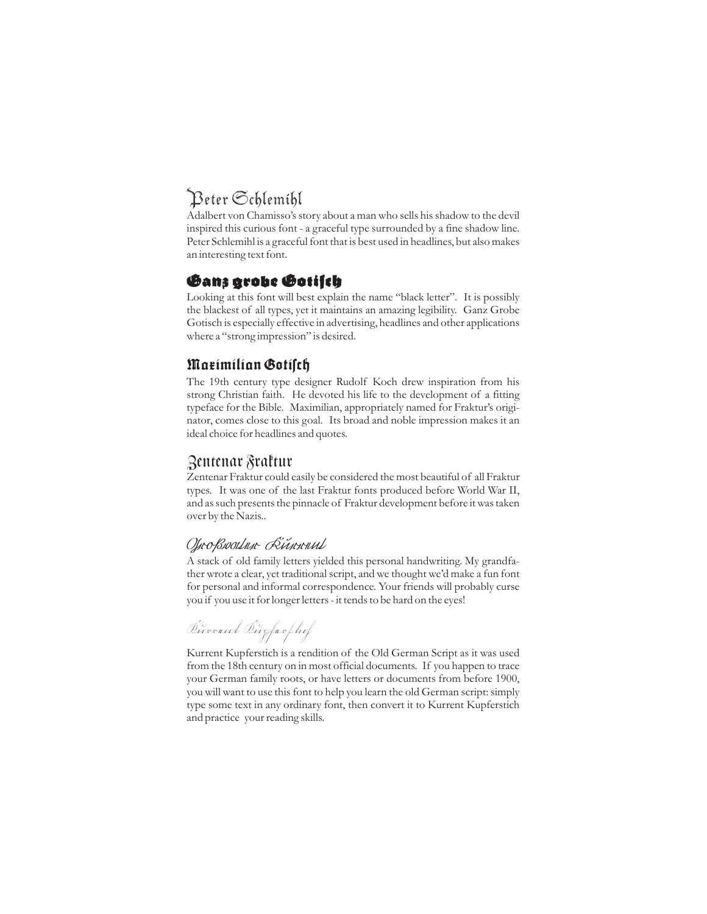## Peter Schlemihl

Adalbert von Chamisso's story about a man who sells his shadow to the devil inspired this curious font - a graceful type surrounded by a fine shadow line. Peter Schlemihl is a graceful font that is best used in headlines, but also makes an interesting text font.

## Ganz grobe Gotisch

Looking at this font will best explain the name "black letter". It is possibly the blackest of all types, yet it maintains an amazing legibility. Ganz Grobe Gotisch is especially effective in advertising, headlines and other applications where a "strong impression" is desired.

## Maximilian Gotisch

The 19th century type designer Rudolf Koch drew inspiration from his strong Christian faith. He devoted his life to the development of a fitting typeface for the Bible. Maximilian, appropriately named for Fraktur's originator, comes close to this goal. Its broad and noble impression makes it an ideal choice for headlines and quotes.

## Zentenar Fraktur

Zentenar Fraktur could easily be considered the most beautiful of all Fraktur types. It was one of the last Fraktur fonts produced before World War II, and as such presents the pinnacle of Fraktur development before it was taken over by the Nazis..

## Grossvater Kurrent

A stack of old family letters yielded this personal handwriting. My grandfather wrote a clear, yet traditional script, and we thought we'd make a fun font for personal and informal correspondence. Your friends will probably curse you if you use it for longer letters - it tends to be hard on the eyes!

## Kurrent Kupferstich

Kurrent Kupferstich is a rendition of the Old German Script as it was used from the 18th century on in most official documents. If you happen to trace your German family roots, or have letters or documents from before 1900, you will want to use this font to help you learn the old German script: simply type some text in any ordinary font, then convert it to Kurrent Kupferstich and practice your reading skills.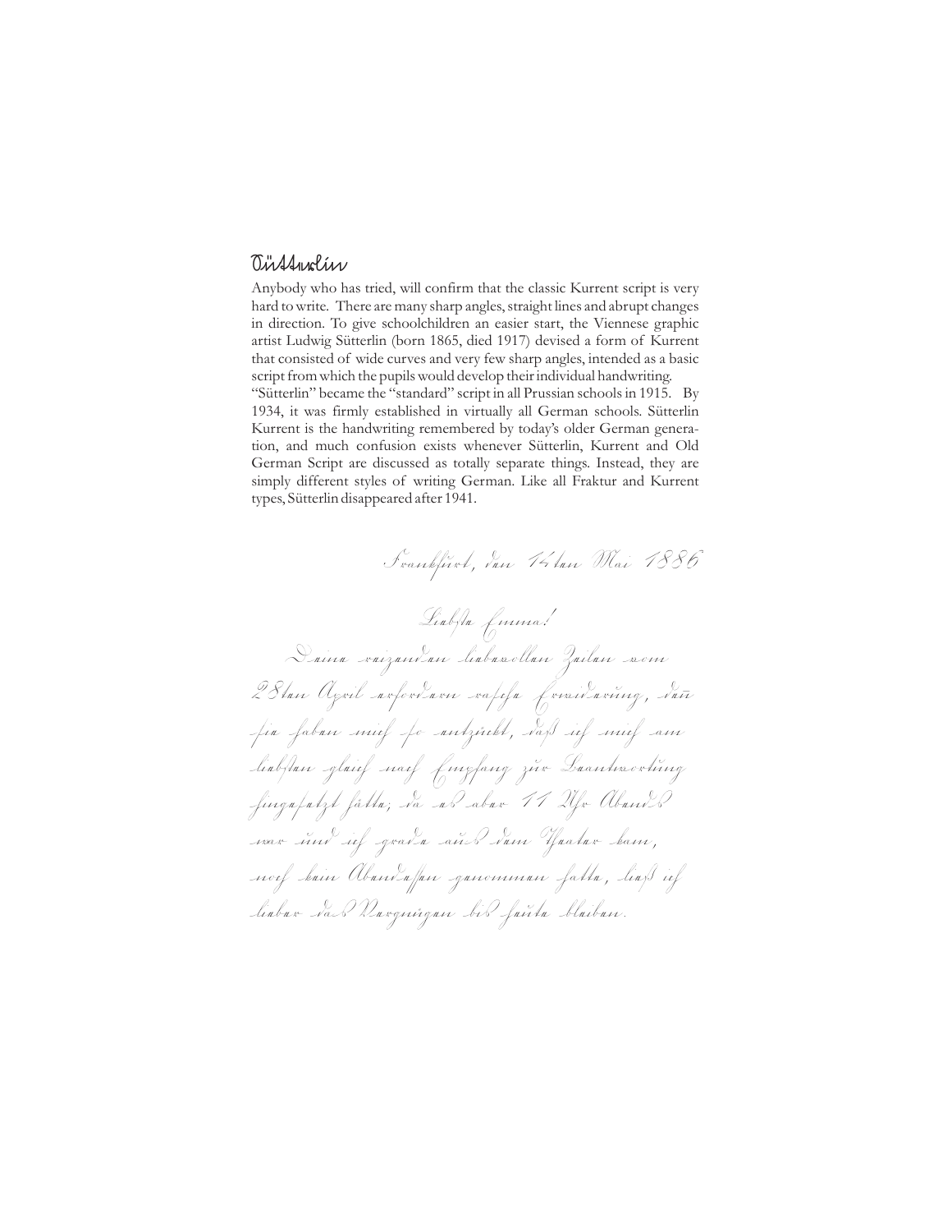## Sütterlin

Anybody who has tried, will confirm that the classic Kurrent script is very hard to write. There are many sharp angles, straight lines and abrupt changes in direction. To give schoolchildren an easier start, the Viennese graphic artist Ludwig Sütterlin (born 1865, died 1917) devised a form of Kurrent that consisted of wide curves and very few sharp angles, intended as a basic script from which the pupils would develop their individual handwriting.
"Sütterlin" became the "standard" script in all Prussian schools in 1915. By 1934, it was firmly established in virtually all German schools. Sütterlin Kurrent is the handwriting remembered by today's older German generation, and much confusion exists whenever Sütterlin, Kurrent and Old German Script are discussed as totally separate things. Instead, they are simply different styles of writing German. Like all Fraktur and Kurrent types, Sütterlin disappeared after 1941.

Frankfurt, den 14ten Mai 1886

Liebste Emma!

Deine reizenden liebevollen Zeilen vom 28ten April erfordern rasche Erwiderung, denn sie haben mich so entzückt, daß ich mich am liebsten gleich nach Empfang zur Beantwortung hingesetzt hätte; da es aber 11 Uhr Abends war und ich gerade aus dem Theater kam, noch kein Abendessen genommen hatte, ließ ich lieber das Vergnügen bis heute bleiben.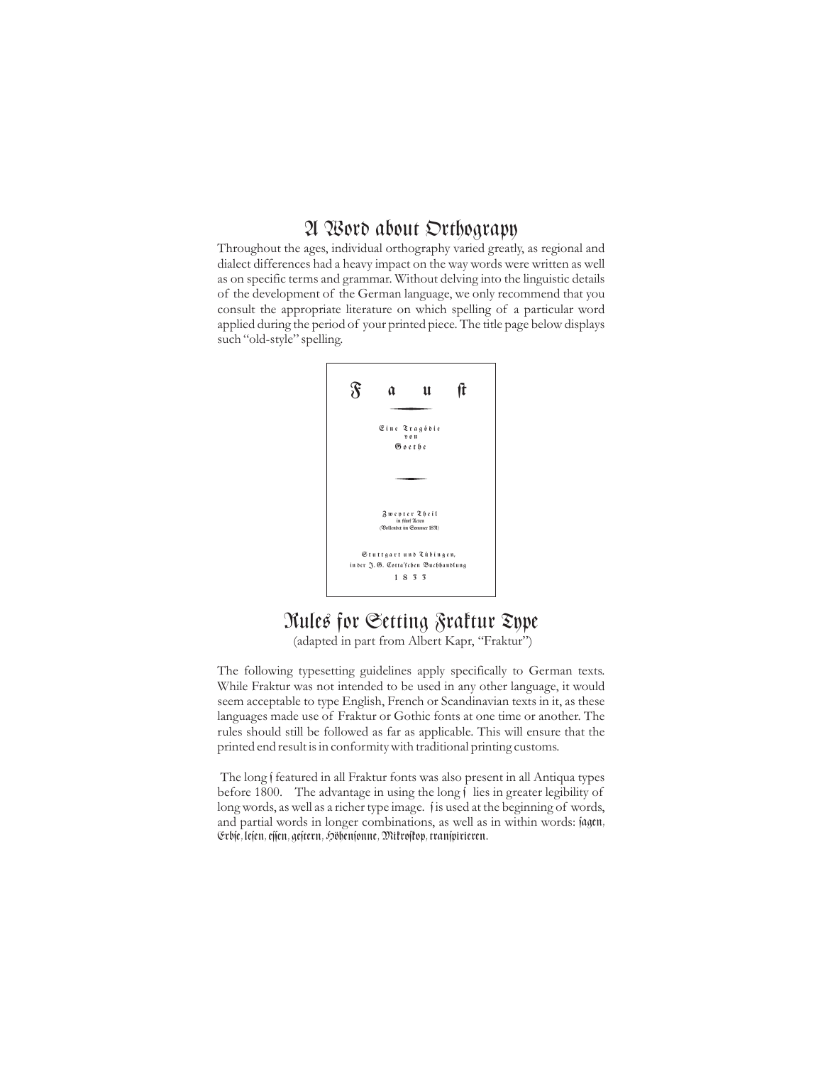# A Word about Orthograpy

Throughout the ages, individual orthography varied greatly, as regional and dialect differences had a heavy impact on the way words were written as well as on specific terms and grammar. Without delving into the linguistic details of the development of the German language, we only recommend that you consult the appropriate literature on which spelling of a particular word applied during the period of your printed piece. The title page below displays such "old-style" spelling.

> F a u ſt
>
> Eine Tragödie
> von
> Goethe
>
> Zweyter Theil
> in fünf Acten
> (Vollendet im Sommer 1831)
>
> Stuttgart und Tübingen,
> in der J. G. Cotta'ſchen Buchhandlung
> 1 8 3 3

# Rules for Setting Fraktur Type

(adapted in part from Albert Kapr, "Fraktur")

The following typesetting guidelines apply specifically to German texts. While Fraktur was not intended to be used in any other language, it would seem acceptable to type English, French or Scandinavian texts in it, as these languages made use of Fraktur or Gothic fonts at one time or another. The rules should still be followed as far as applicable. This will ensure that the printed end result is in conformity with traditional printing customs.

The long ſ featured in all Fraktur fonts was also present in all Antiqua types before 1800. The advantage in using the long ſ lies in greater legibility of long words, as well as a richer type image. ſ is used at the beginning of words, and partial words in longer combinations, as well as in within words: ſagen, Erbſe, leſen, eſſen, geſtern, Höhenſonne, Mikroſkop, tranſpirieren.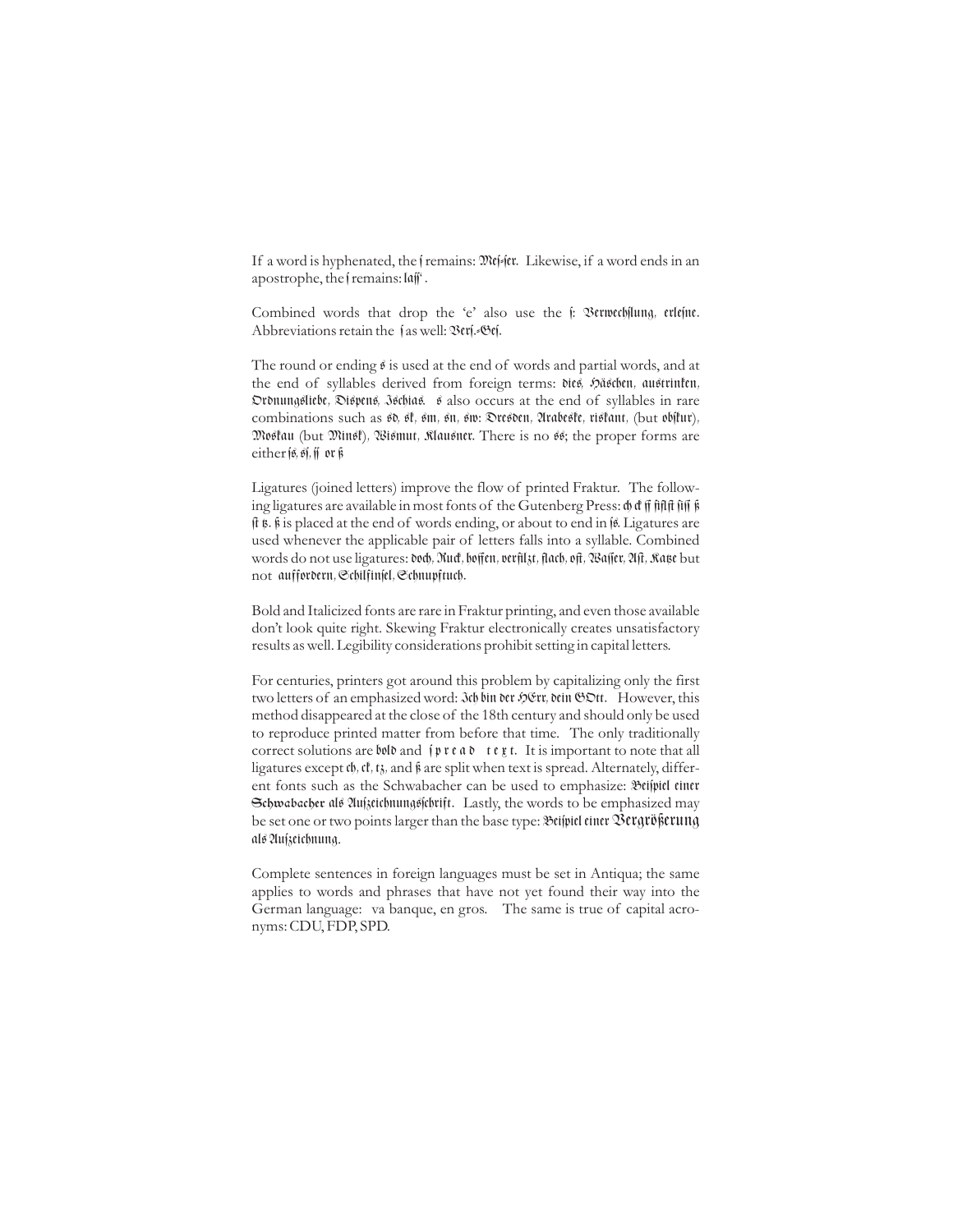If a word is hyphenated, the ſ remains: Meſ-ſer. Likewise, if a word ends in an apostrophe, the ſ remains: laſſ'.

Combined words that drop the 'e' also use the ſ: Verwechſlung, erleſne. Abbreviations retain the ſ as well: Verſ.-Geſ.

The round or ending s is used at the end of words and partial words, and at the end of syllables derived from foreign terms: dies, Häschen, austrinken, Ordnungsliebe, Dispens, Ischias. s also occurs at the end of syllables in rare combinations such as sd, sk, sm, sn, sw: Dresden, Arabeske, riskant, (but obſkur), Moskau (but Minsk), Wismut, Klausner. There is no ss; the proper forms are either ſs, sſ, ſſ or ß

Ligatures (joined letters) improve the flow of printed Fraktur. The following ligatures are available in most fonts of the Gutenberg Press: ch ck ff fi fl ft ſi ſſ ß ſt tz. ß is placed at the end of words ending, or about to end in ſs. Ligatures are used whenever the applicable pair of letters falls into a syllable. Combined words do not use ligatures: doch, Ruck, hoffen, verfilzt, flach, oft, Waſſer, Aſt, Katze but not auffordern, Schilfinſel, Schnupftuch.

Bold and Italicized fonts are rare in Fraktur printing, and even those available don't look quite right. Skewing Fraktur electronically creates unsatisfactory results as well. Legibility considerations prohibit setting in capital letters.

For centuries, printers got around this problem by capitalizing only the first two letters of an emphasized word: Ich bin der HErr, dein GOtt. However, this method disappeared at the close of the 18th century and should only be used to reproduce printed matter from before that time. The only traditionally correct solutions are **bold** and ſ p r e a d t e x t. It is important to note that all ligatures except ch, ck, tz, and ß are split when text is spread. Alternately, different fonts such as the Schwabacher can be used to emphasize: Beiſpiel einer Schwabacher als Auſzeichnungsſchrift. Lastly, the words to be emphasized may be set one or two points larger than the base type: Beiſpiel einer Vergrößerung als Auſzeichnung.

Complete sentences in foreign languages must be set in Antiqua; the same applies to words and phrases that have not yet found their way into the German language: va banque, en gros. The same is true of capital acronyms: CDU, FDP, SPD.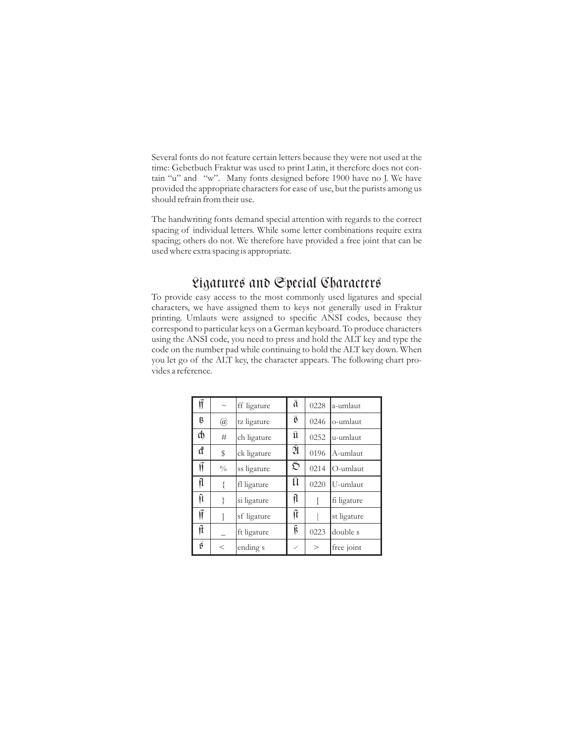Several fonts do not feature certain letters because they were not used at the time: Gebetbuch Fraktur was used to print Latin, it therefore does not contain "u" and "w". Many fonts designed before 1900 have no J. We have provided the appropriate characters for ease of use, but the purists among us should refrain from their use.

The handwriting fonts demand special attention with regards to the correct spacing of individual letters. While some letter combinations require extra spacing; others do not. We therefore have provided a free joint that can be used where extra spacing is appropriate.

## Ligatures and Special Characters

To provide easy access to the most commonly used ligatures and special characters, we have assigned them to keys not generally used in Fraktur printing. Umlauts were assigned to specific ANSI codes, because they correspond to particular keys on a German keyboard. To produce characters using the ANSI code, you need to press and hold the ALT key and type the code on the number pad while continuing to hold the ALT key down. When you let go of the ALT key, the character appears. The following chart provides a reference.

| | | | | | |
|---|---|---|---|---|---|
| ſſ | ~ | ff ligature | ä | 0228 | a-umlaut |
| ẞ | @ | tz ligature | ö | 0246 | o-umlaut |
| ch | # | ch ligature | ü | 0252 | u-umlaut |
| ck | $ | ck ligature | Ä | 0196 | A-umlaut |
| ſſ | % | ss ligature | Ö | 0214 | O-umlaut |
| fl | { | fl ligature | Ü | 0220 | U-umlaut |
| ſi | } | si ligature | fi | [ | fi ligature |
| ſf | ] | sf ligature | ſt | \| | st ligature |
| ft | _ | ft ligature | ß | 0223 | double s |
| s | < | ending s | ⁄ | > | free joint |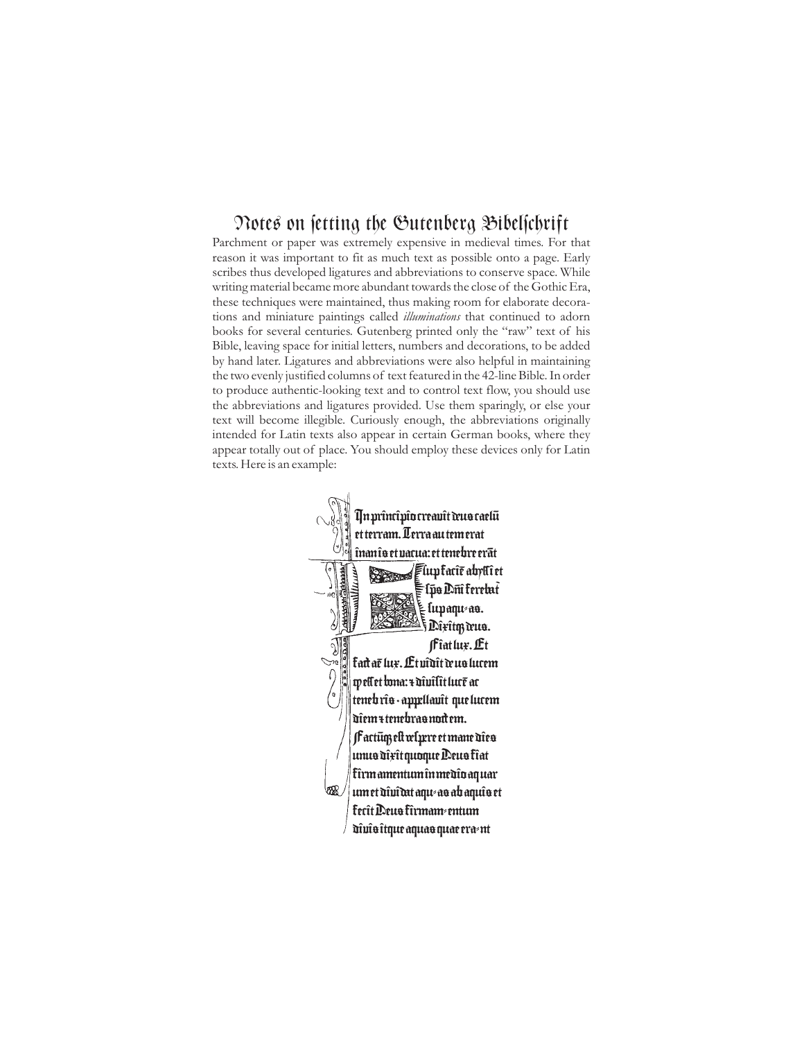# Notes on ſetting the Gutenberg Bibelſchrift

Parchment or paper was extremely expensive in medieval times. For that reason it was important to fit as much text as possible onto a page. Early scribes thus developed ligatures and abbreviations to conserve space. While writing material became more abundant towards the close of the Gothic Era, these techniques were maintained, thus making room for elaborate decorations and miniature paintings called *illuminations* that continued to adorn books for several centuries. Gutenberg printed only the "raw" text of his Bible, leaving space for initial letters, numbers and decorations, to be added by hand later. Ligatures and abbreviations were also helpful in maintaining the two evenly justified columns of text featured in the 42-line Bible. In order to produce authentic-looking text and to control text flow, you should use the abbreviations and ligatures provided. Use them sparingly, or else your text will become illegible. Curiously enough, the abbreviations originally intended for Latin texts also appear in certain German books, where they appear totally out of place. You should employ these devices only for Latin texts. Here is an example:

In principio creauit deus caelũ
et terram. Terra autem erat
inanis et uacua: et tenebre erãt
ſup faciẽ abyſſi et
ſps Dñi ferebat
ſup aqu-as.
Dixitq; deus.
Fiat lux. Et
facta ẽ lux. Et uidit deus lucem
q eſſet bona: & diuiſit lucẽ ac
tenebris · appellauit que lucem
diem & tenebras noctem.
Factũq; eſt ueſpere et mane dies
unus dixit quoque Deus fiat
firmamentum in medio aquar
um et diuidat aqu-as ab aquis et
fecit Deus firmam-entum
diuisitque aquas quae era-nt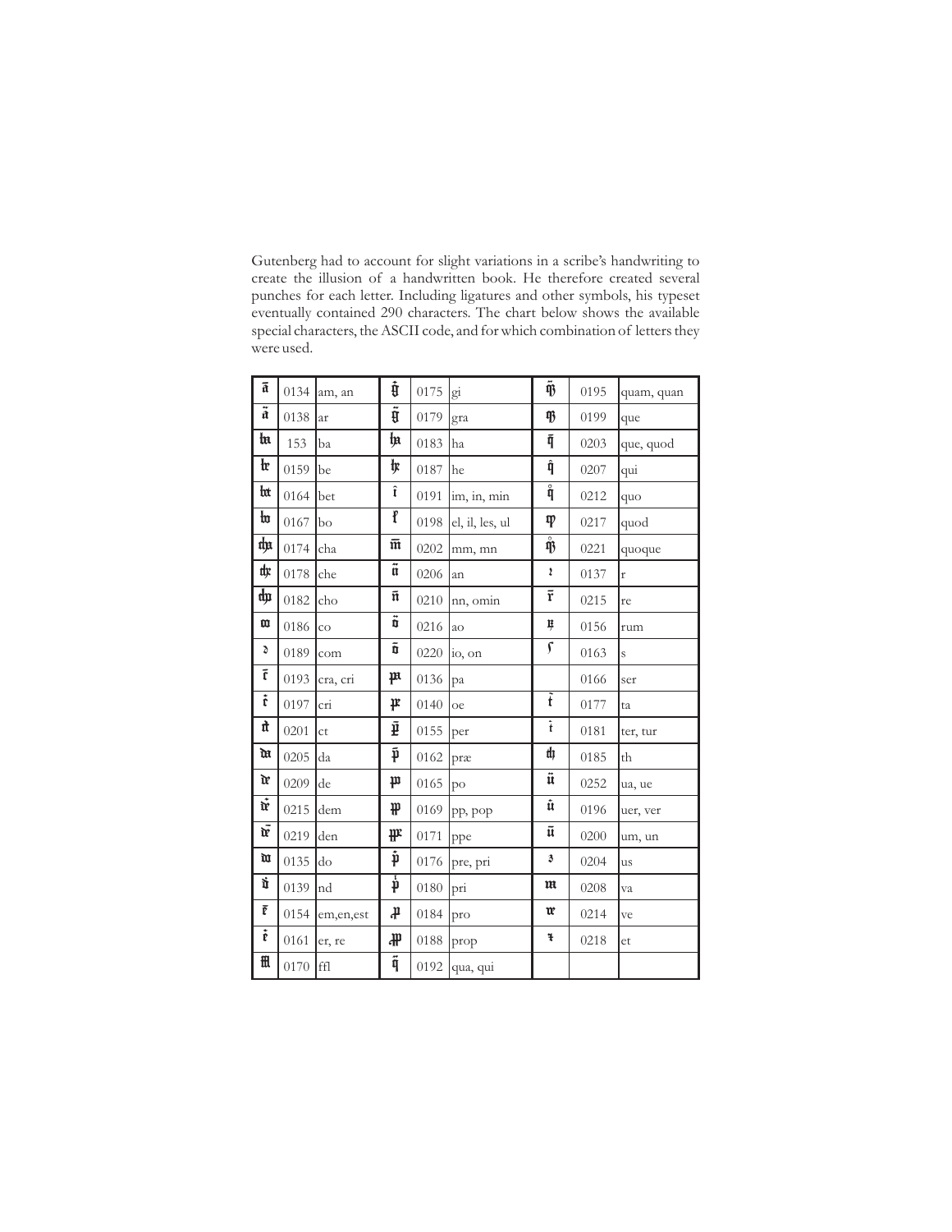Gutenberg had to account for slight variations in a scribe's handwriting to create the illusion of a handwritten book. He therefore created several punches for each letter. Including ligatures and other symbols, his typeset eventually contained 290 characters. The chart below shows the available special characters, the ASCII code, and for which combination of letters they were used.

| | | | | | | | | |
|---|---|---|---|---|---|---|---|---|
| ā | 0134 | am, an | ĝ | 0175 | gi | q̃ꝫ | 0195 | quam, quan |
| ã | 0138 | ar | g̃ | 0179 | gra | qꝫ | 0199 | que |
| ba | 153 | ba | ha | 0183 | ha | q̄ | 0203 | que, quod |
| be | 0159 | be | he | 0187 | he | q̂ | 0207 | qui |
| bet | 0164 | bet | î | 0191 | im, in, min | q̊ | 0212 | quo |
| bo | 0167 | bo | ł | 0198 | el, il, les, ul | qđ | 0217 | quod |
| cha | 0174 | cha | m̄ | 0202 | mm, mn | q̊ꝫ | 0221 | quoque |
| che | 0178 | che | ñ | 0206 | an | ꝛ | 0137 | r |
| cho | 0182 | cho | n̄ | 0210 | nn, omin | r̄ | 0215 | re |
| co | 0186 | co | õ | 0216 | ao | ꝶ | 0156 | rum |
| ꝯ | 0189 | com | ō | 0220 | io, on | ſ | 0163 | s |
| c̄ | 0193 | cra, cri | pa | 0136 | pa | | 0166 | ser |
| ċ | 0197 | cri | pe | 0140 | oe | t̂ | 0177 | ta |
| ct | 0201 | ct | ꝑ | 0155 | per | ṫ | 0181 | ter, tur |
| da | 0205 | da | p̄ | 0162 | præ | th | 0185 | th |
| de | 0209 | de | po | 0165 | po | ũ | 0252 | ua, ue |
| dė | 0215 | dem | pp | 0169 | pp, pop | û | 0196 | uer, ver |
| dē | 0219 | den | ppe | 0171 | ppe | ū | 0200 | um, un |
| do | 0135 | do | ṗ | 0176 | pre, pri | ꝫ | 0204 | us |
| ṅ | 0139 | nd | p̍ | 0180 | pri | va | 0208 | va |
| ē | 0154 | em,en,est | ꝓ | 0184 | pro | ve | 0214 | ve |
| ė | 0161 | er, re | ꝓp | 0188 | prop | ⁊ | 0218 | et |
| ffl | 0170 | ffl | q̃ | 0192 | qua, qui | | | |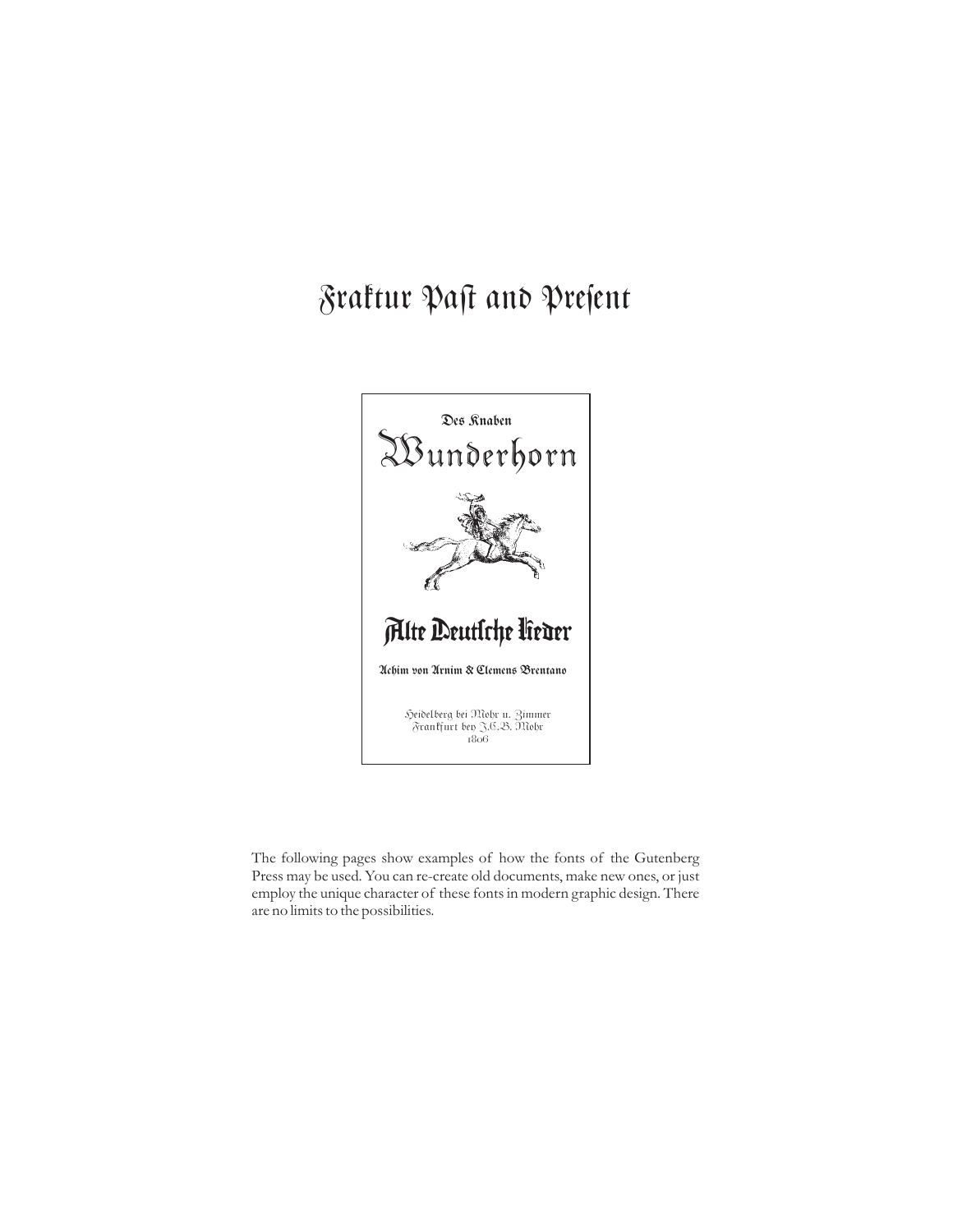# Fraktur Paſt and Preſent

Des Knaben

Wunderhorn

Alte Deutſche Lieder

Achim von Arnim & Clemens Brentano

Heidelberg bei Mohr u. Zimmer
Frankfurt bey J.C.B. Mohr
1806

The following pages show examples of how the fonts of the Gutenberg Press may be used. You can re-create old documents, make new ones, or just employ the unique character of these fonts in modern graphic design. There are no limits to the possibilities.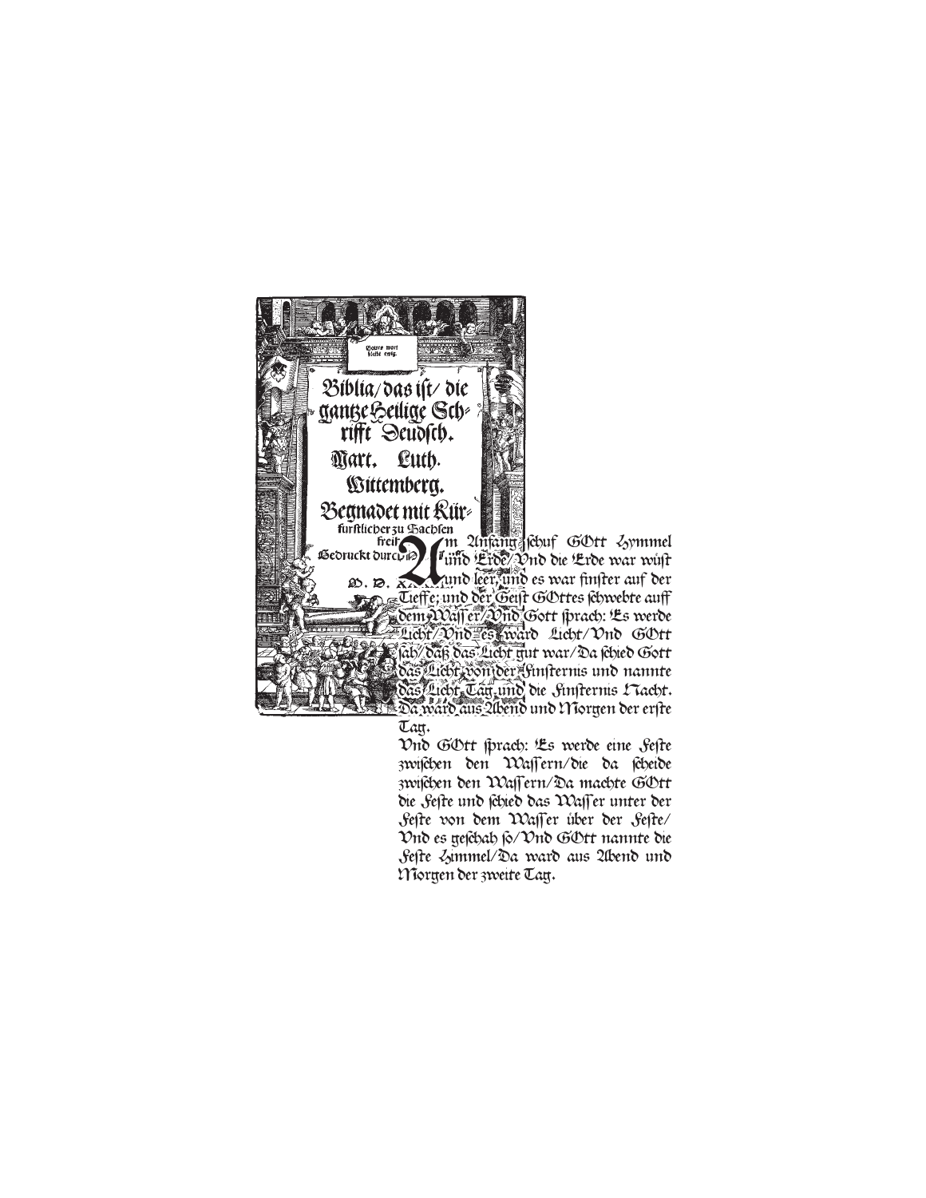Gottes wort bleibt ewig.

Biblia/das ist/ die gantze Heilige Schrifft Deudsch.

Mart. Luth.

Wittemberg.

Begnadet mit Kür= fürstlicher zu Sachsen freit...

Gedruckt durch...

M. D. XXX...

Am Anfang schuf GOtt Hymmel und Erde/Vnd die Erde war wüst und leer, und es war finster auf der Tieffe; und der Geist GOttes schwebte auff dem Wasser/Vnd Gott sprach: Es werde Licht/Vnd es ward Licht/Vnd GOtt sah/daß das Licht gut war/Da schied Gott das Licht von der Finsternis und nannte das Licht Tag und die Finsternis Nacht. Da ward aus Abend und Morgen der erste Tag.

Vnd GOtt sprach: Es werde eine Feste zwischen den Wassern/die da scheide zwischen den Wassern/Da machte GOtt die Feste und schied das Wasser unter der Feste von dem Wasser über der Feste/ Vnd es geschah so/Vnd GOtt nannte die Feste Himmel/Da ward aus Abend und Morgen der zweite Tag.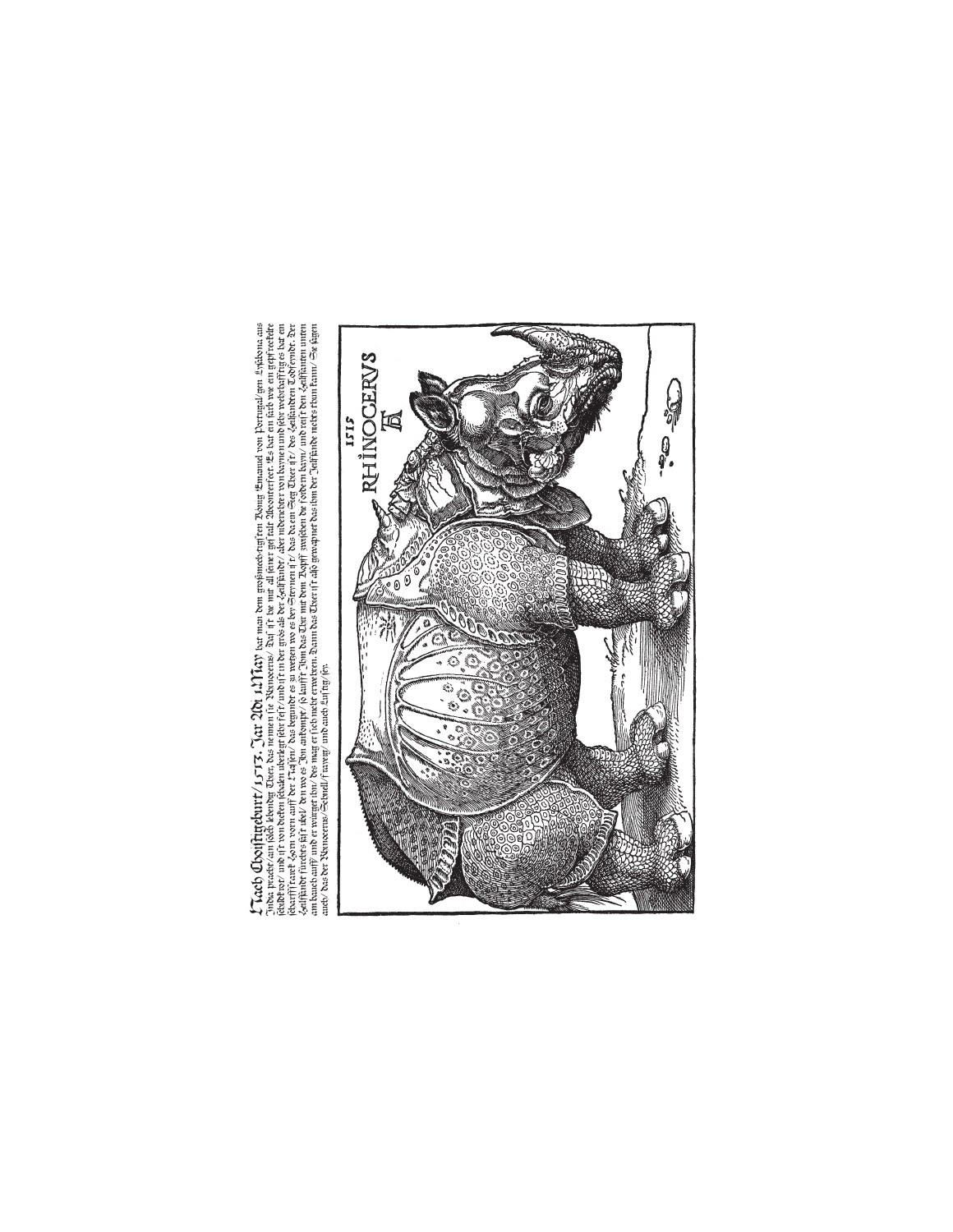Nach Christgeburt/1513. Jar Adi 1. May hat man dem großmechtigsten König Emanuel von Portugal/gen Lysabona aus India pracht/ain solch lebendig Thier/ das nennen sie Rhinocerus/ Das ist hie mit all seiner gestalt Abconterfect. Es hat ein farb wie ein gespreckelte schildtkrot/ und ist von dicken schalen uberlegt sehr fest/ und ist in der groß als der Helfandt/ aber niderichter von baynen und sehr wehrhafftig es hat ein scharff starck Horn vorn auff der Nasen/ das begundt es zu wetzen wo es bey Steynen ist/ das da ein Sterg Thier ist/ des Helfanden Todtfeyndt. Der Helfandt furcht es fast ubel/ dann wo es Ihn ankompt/ so laufft Ihm das Thier mit dem Kopff zwischen die fodern bayn/ und reist den Helfanten unten am bauch auff und er würget ihn/ des mag er sich nicht erweren. Dann das Thier ist also gewapnet das ihm der Helfande nichts thun kann/ Sie sagen auch/ das der Rhinocerus/Schnell/Fraydig/ und auch Listig sey.

1515

RHINOCERVS

AD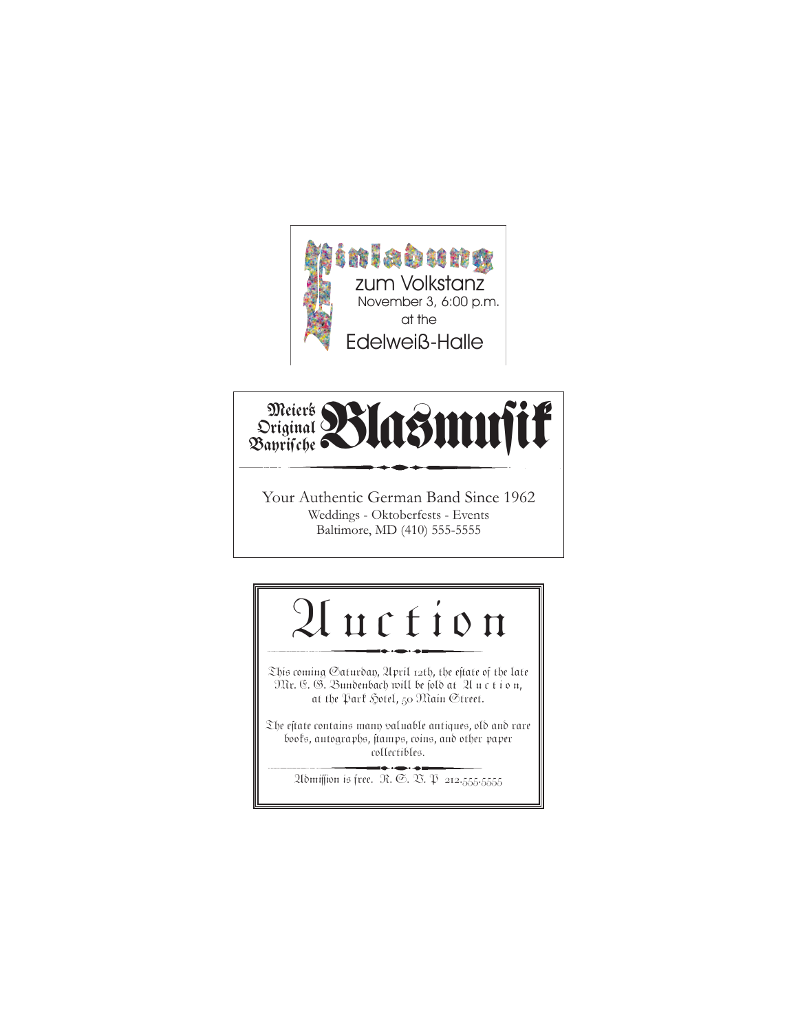Einladung

zum Volkstanz

November 3, 6:00 p.m.

at the

Edelweiß-Halle

---

Meiers Original Bayrische **Blasmusik**

Your Authentic German Band Since 1962

Weddings - Oktoberfests - Events

Baltimore, MD (410) 555-5555

---

# Auction

This coming Saturday, April 12th, the estate of the late Mr. E. G. Bundenbach will be sold at Auction, at the Park Hotel, 50 Main Street.

The estate contains many valuable antiques, old and rare books, autographs, stamps, coins, and other paper collectibles.

Admission is free. R. S. V. P 212.555.5555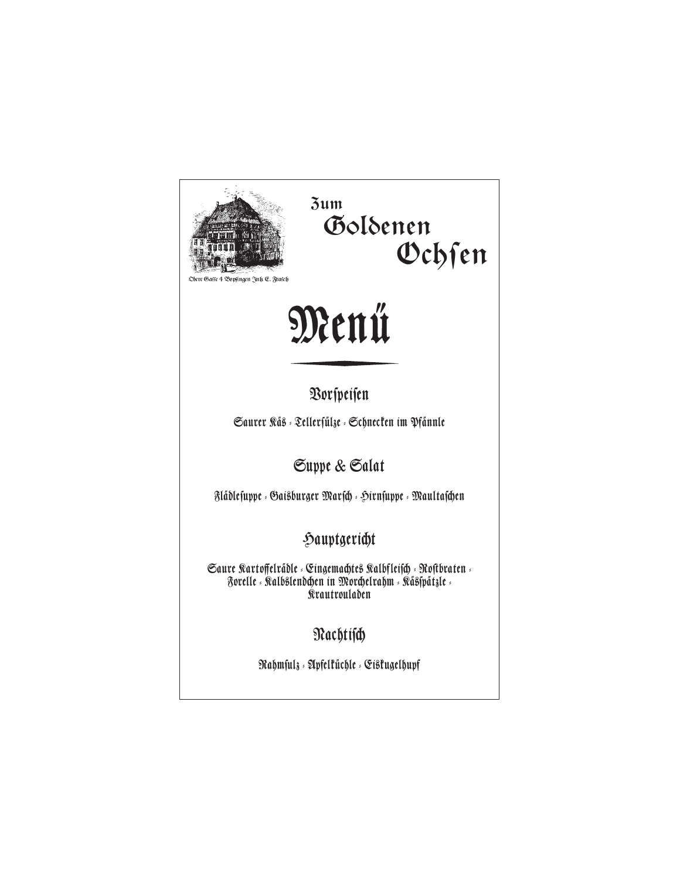Obere Gasse 4 Bopfingen Inh. E. Frasch

Zum Goldenen Ochsen

# Menü

## Vorspeisen

Saurer Käs - Tellersülze - Schnecken im Pfännle

## Suppe & Salat

Flädlesuppe - Gaisburger Marsch - Hirnsuppe - Maultaschen

## Hauptgericht

Saure Kartoffelrädle - Eingemachtes Kalbfleisch - Rostbraten - Forelle - Kalbslendchen in Morchelrahm - Kässpätzle - Krautrouladen

## Nachtisch

Rahmsulz - Apfelküchle - Eiskugelhupf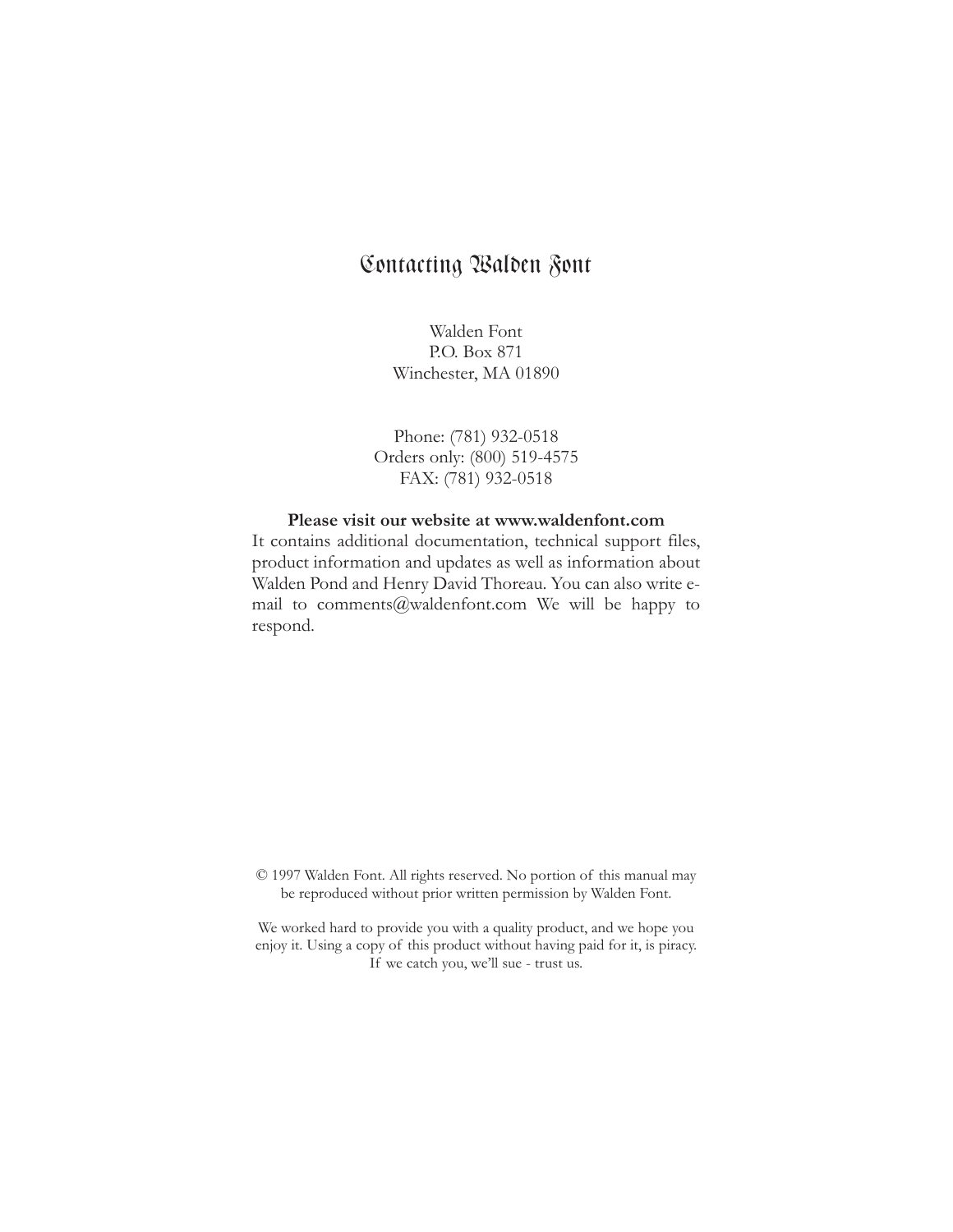# Contacting Walden Font

Walden Font
P.O. Box 871
Winchester, MA 01890

Phone: (781) 932-0518
Orders only: (800) 519-4575
FAX: (781) 932-0518

**Please visit our website at www.waldenfont.com**

It contains additional documentation, technical support files, product information and updates as well as information about Walden Pond and Henry David Thoreau. You can also write e-mail to comments@waldenfont.com We will be happy to respond.

© 1997 Walden Font. All rights reserved. No portion of this manual may be reproduced without prior written permission by Walden Font.

We worked hard to provide you with a quality product, and we hope you enjoy it. Using a copy of this product without having paid for it, is piracy. If we catch you, we'll sue - trust us.